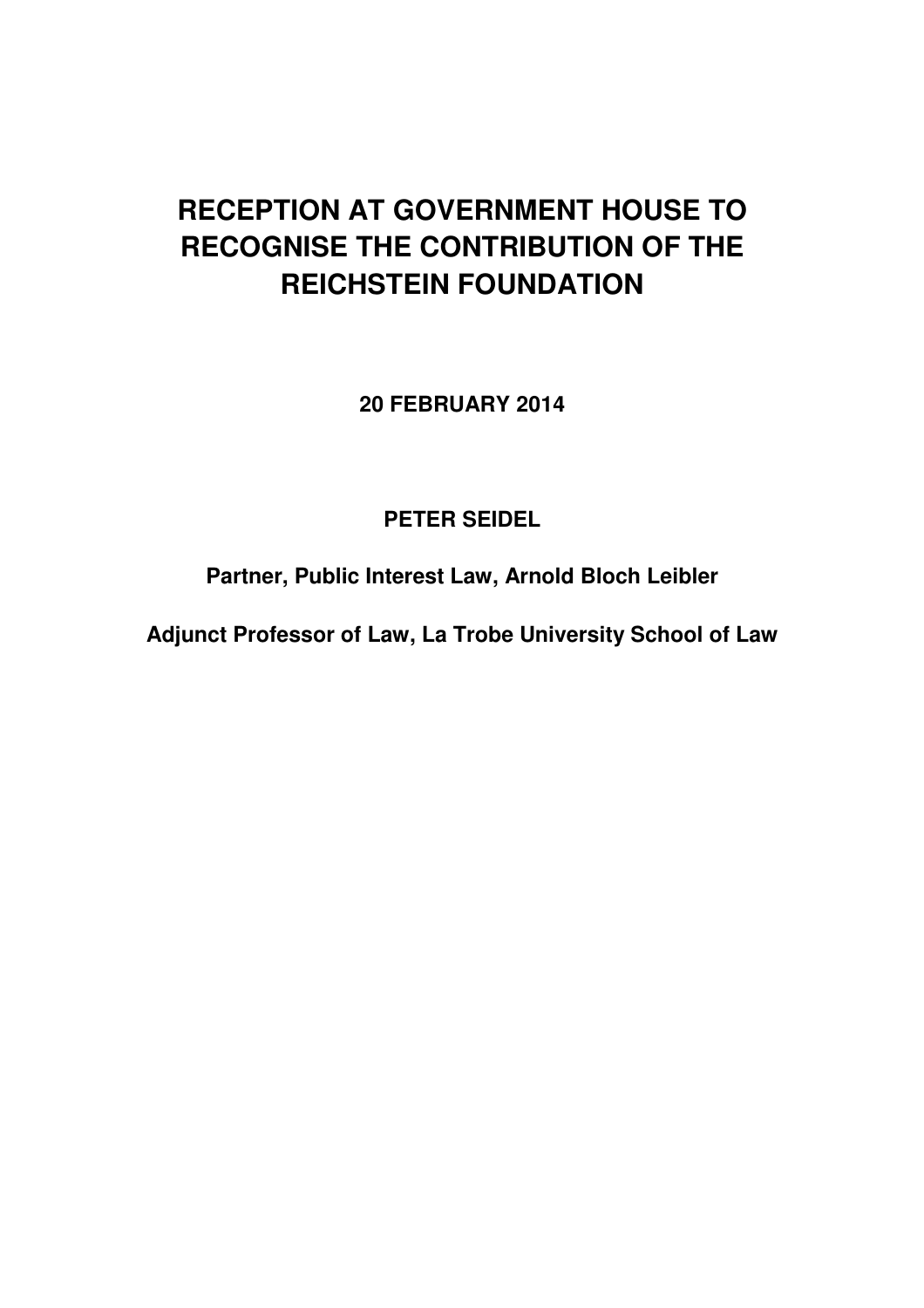# RECEPTION AT GOVERNMENT HOUSE TO RECOGNISE THE CONTRIBUTION OF THE REICHSTEIN FOUNDATION

**20 FEBRUARY 2014**

**PETER SEIDEL**

**Partner, Public Interest Law, Arnold Bloch Leibler**

**Adjunct Professor of Law, La Trobe University School of Law**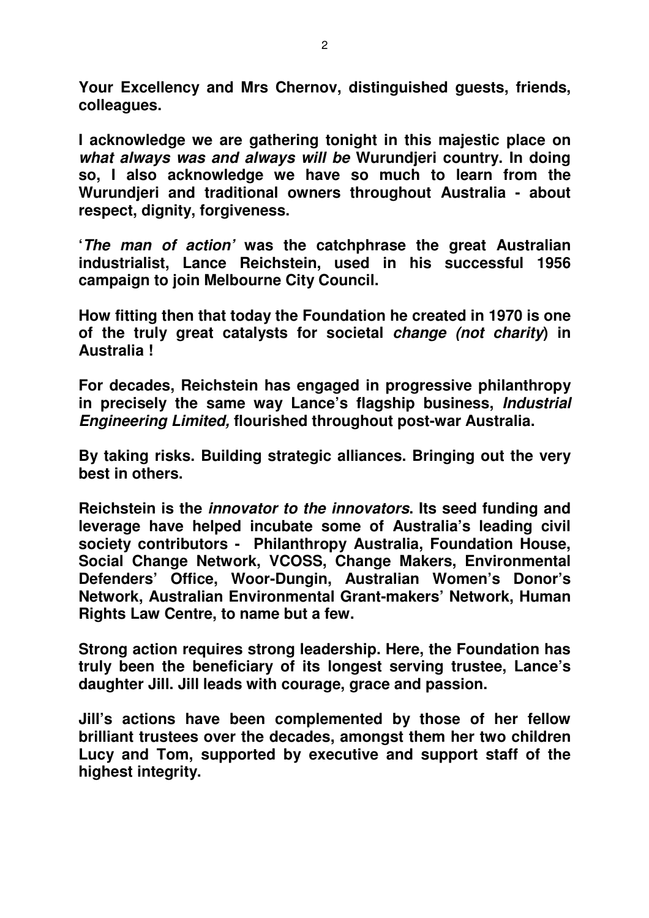**Your Excellency and Mrs Chernov, distinguished guests, friends, colleagues.**

**I acknowledge we are gathering tonight in this majestic place on *what always was and always will be* Wurundjeri country. In doing so, I also acknowledge we have so much to learn from the Wurundjeri and traditional owners throughout Australia - about respect, dignity, forgiveness.**

**'*The man of action'* was the catchphrase the great Australian industrialist, Lance Reichstein, used in his successful 1956 campaign to join Melbourne City Council.**

**How fitting then that today the Foundation he created in 1970 is one of the truly great catalysts for societal *change (not charity*) in Australia !**

**For decades, Reichstein has engaged in progressive philanthropy in precisely the same way Lance's flagship business, *Industrial Engineering Limited,* flourished throughout post-war Australia.**

**By taking risks. Building strategic alliances. Bringing out the very best in others.**

**Reichstein is the *innovator to the innovators*. Its seed funding and leverage have helped incubate some of Australia's leading civil society contributors - Philanthropy Australia, Foundation House, Social Change Network, VCOSS, Change Makers, Environmental Defenders' Office, Woor-Dungin, Australian Women's Donor's Network, Australian Environmental Grant-makers' Network, Human Rights Law Centre, to name but a few.**

**Strong action requires strong leadership. Here, the Foundation has truly been the beneficiary of its longest serving trustee, Lance's daughter Jill. Jill leads with courage, grace and passion.**

**Jill's actions have been complemented by those of her fellow brilliant trustees over the decades, amongst them her two children Lucy and Tom, supported by executive and support staff of the highest integrity.**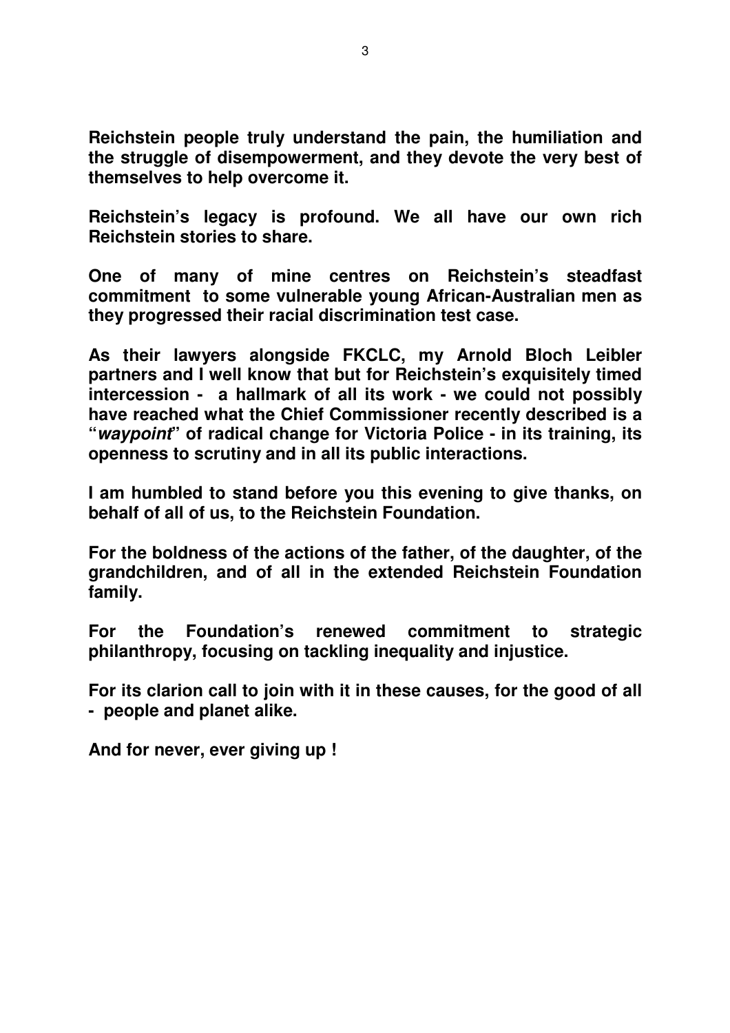**Reichstein people truly understand the pain, the humiliation and the struggle of disempowerment, and they devote the very best of themselves to help overcome it.**

**Reichstein's legacy is profound. We all have our own rich Reichstein stories to share.**

**One of many of mine centres on Reichstein's steadfast commitment to some vulnerable young African-Australian men as they progressed their racial discrimination test case.**

**As their lawyers alongside FKCLC, my Arnold Bloch Leibler partners and I well know that but for Reichstein's exquisitely timed intercession - a hallmark of all its work - we could not possibly have reached what the Chief Commissioner recently described is a "*waypoint*" of radical change for Victoria Police - in its training, its openness to scrutiny and in all its public interactions.**

**I am humbled to stand before you this evening to give thanks, on behalf of all of us, to the Reichstein Foundation.**

**For the boldness of the actions of the father, of the daughter, of the grandchildren, and of all in the extended Reichstein Foundation family.**

**For the Foundation's renewed commitment to strategic philanthropy, focusing on tackling inequality and injustice.**

**For its clarion call to join with it in these causes, for the good of all - people and planet alike.**

**And for never, ever giving up !**